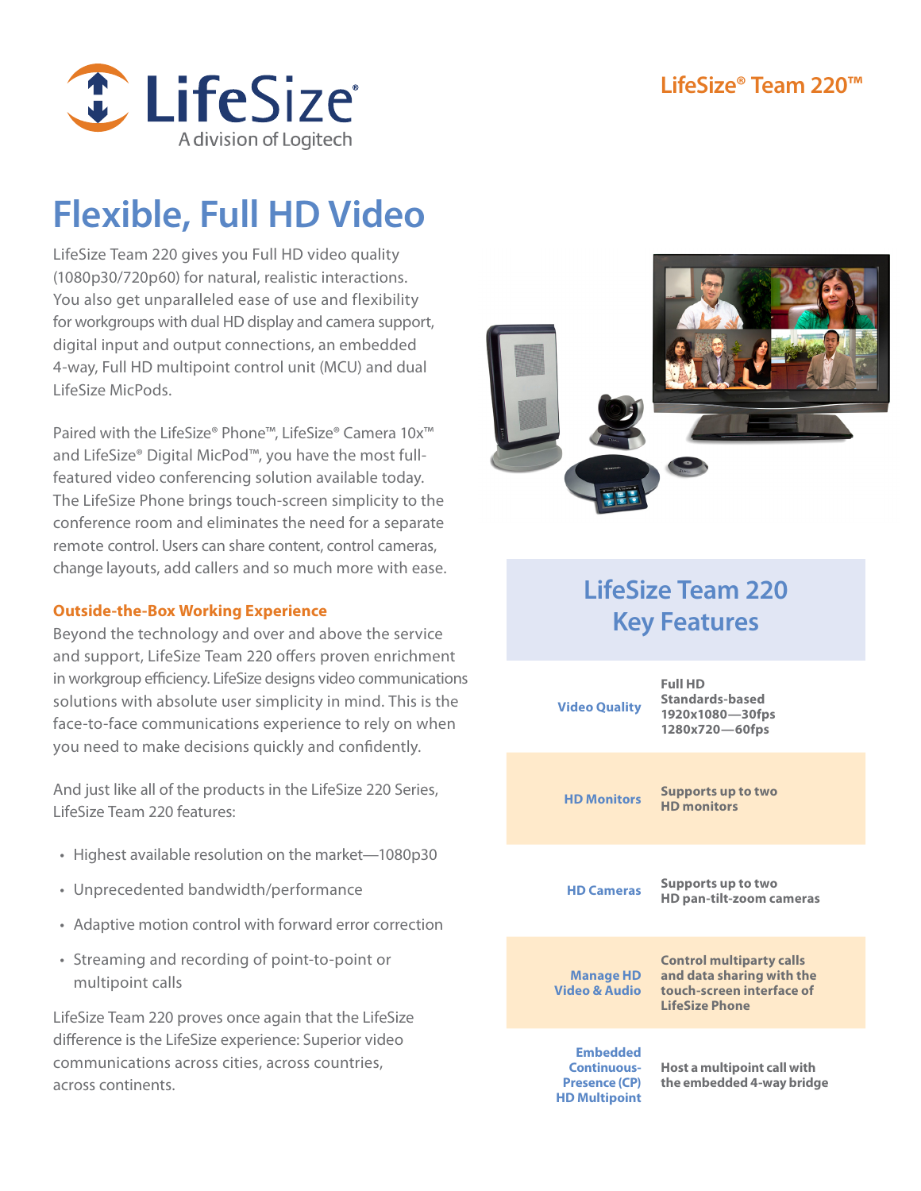LifeSize® Team 220™

# Flexible, Full HD Video

LifeSize Team 220 gives you Full HD video quality (1080p30/720p60) for natural, realistic interactions. You also get unparalleled ease of use and flexibility for workgroups with dual HD display and camera support, digital input and output connections, an embedded 4-way, Full HD multipoint control unit (MCU) and dual LifeSize MicPods.

Paired with the LifeSize® Phone™, LifeSize® Camera 10x™ and LifeSize® Digital MicPod™, you have the most full-featured video conferencing solution available today. The LifeSize Phone brings touch-screen simplicity to the conference room and eliminates the need for a separate remote control. Users can share content, control cameras, change layouts, add callers and so much more with ease.

### Outside-the-Box Working Experience

Beyond the technology and over and above the service and support, LifeSize Team 220 offers proven enrichment in workgroup efficiency. LifeSize designs video communications solutions with absolute user simplicity in mind. This is the face-to-face communications experience to rely on when you need to make decisions quickly and confidently.

And just like all of the products in the LifeSize 220 Series, LifeSize Team 220 features:

- Highest available resolution on the market—1080p30
- Unprecedented bandwidth/performance
- Adaptive motion control with forward error correction
- Streaming and recording of point-to-point or multipoint calls

LifeSize Team 220 proves once again that the LifeSize difference is the LifeSize experience: Superior video communications across cities, across countries, across continents.

## LifeSize Team 220 Key Features

| Feature | Description |
| --- | --- |
| Video Quality | Full HD Standards-based 1920x1080—30fps 1280x720—60fps |
| HD Monitors | Supports up to two HD monitors |
| HD Cameras | Supports up to two HD pan-tilt-zoom cameras |
| Manage HD Video & Audio | Control multiparty calls and data sharing with the touch-screen interface of LifeSize Phone |
| Embedded Continuous-Presence (CP) HD Multipoint | Host a multipoint call with the embedded 4-way bridge |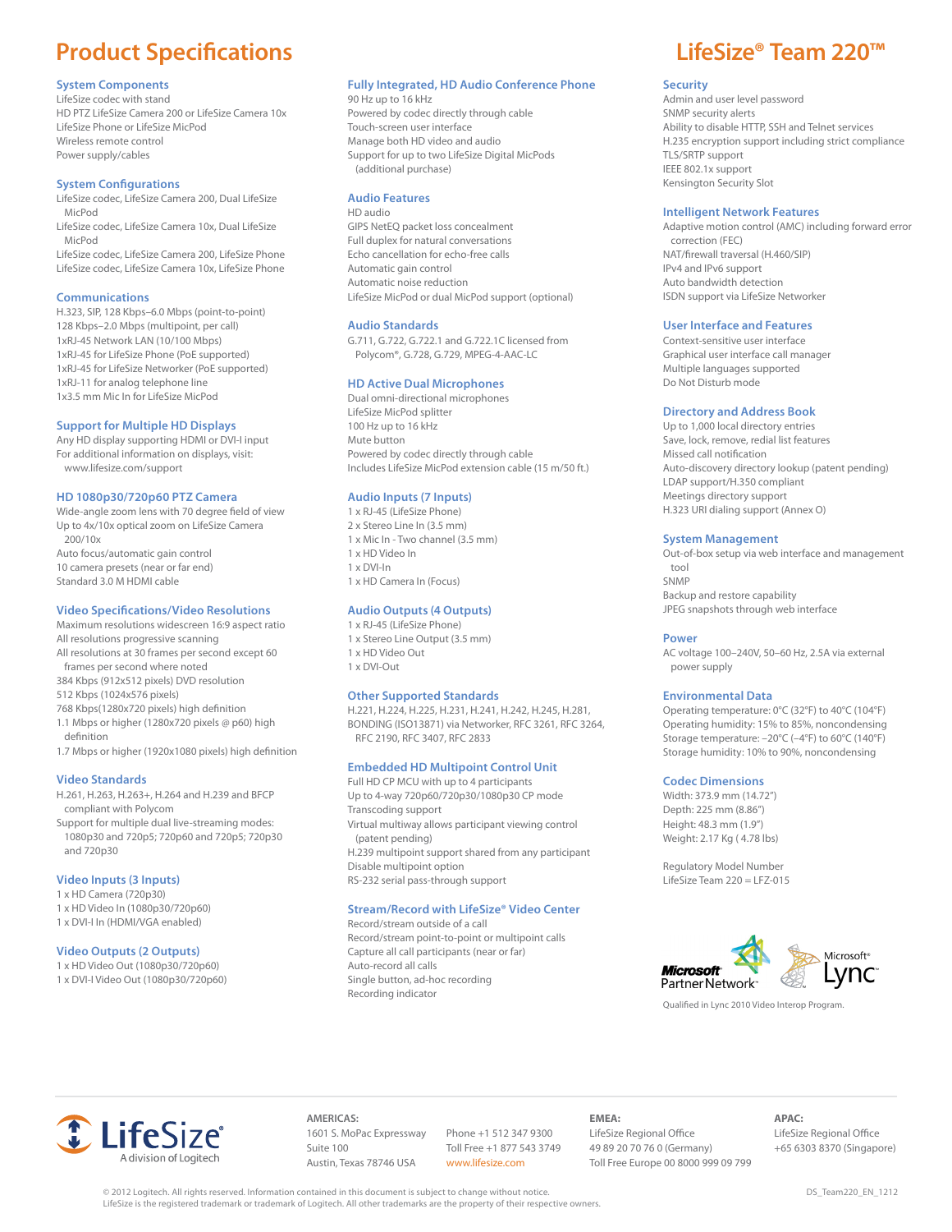# Product Specifications

# LifeSize® Team 220™

## System Components
LifeSize codec with stand
HD PTZ LifeSize Camera 200 or LifeSize Camera 10x
LifeSize Phone or LifeSize MicPod
Wireless remote control
Power supply/cables

## System Configurations
LifeSize codec, LifeSize Camera 200, Dual LifeSize MicPod
LifeSize codec, LifeSize Camera 10x, Dual LifeSize MicPod
LifeSize codec, LifeSize Camera 200, LifeSize Phone
LifeSize codec, LifeSize Camera 10x, LifeSize Phone

## Communications
H.323, SIP, 128 Kbps–6.0 Mbps (point-to-point)
128 Kbps–2.0 Mbps (multipoint, per call)
1xRJ-45 Network LAN (10/100 Mbps)
1xRJ-45 for LifeSize Phone (PoE supported)
1xRJ-45 for LifeSize Networker (PoE supported)
1xRJ-11 for analog telephone line
1x3.5 mm Mic In for LifeSize MicPod

## Support for Multiple HD Displays
Any HD display supporting HDMI or DVI-I input
For additional information on displays, visit: www.lifesize.com/support

## HD 1080p30/720p60 PTZ Camera
Wide-angle zoom lens with 70 degree field of view
Up to 4x/10x optical zoom on LifeSize Camera 200/10x
Auto focus/automatic gain control
10 camera presets (near or far end)
Standard 3.0 M HDMI cable

## Video Specifications/Video Resolutions
Maximum resolutions widescreen 16:9 aspect ratio
All resolutions progressive scanning
All resolutions at 30 frames per second except 60 frames per second where noted
384 Kbps (912x512 pixels) DVD resolution
512 Kbps (1024x576 pixels)
768 Kbps(1280x720 pixels) high definition
1.1 Mbps or higher (1280x720 pixels @ p60) high definition
1.7 Mbps or higher (1920x1080 pixels) high definition

## Video Standards
H.261, H.263, H.263+, H.264 and H.239 and BFCP compliant with Polycom
Support for multiple dual live-streaming modes: 1080p30 and 720p5; 720p60 and 720p5; 720p30 and 720p30

## Video Inputs (3 Inputs)
1 x HD Camera (720p30)
1 x HD Video In (1080p30/720p60)
1 x DVI-I In (HDMI/VGA enabled)

## Video Outputs (2 Outputs)
1 x HD Video Out (1080p30/720p60)
1 x DVI-I Video Out (1080p30/720p60)

## Fully Integrated, HD Audio Conference Phone
90 Hz up to 16 kHz
Powered by codec directly through cable
Touch-screen user interface
Manage both HD video and audio
Support for up to two LifeSize Digital MicPods (additional purchase)

## Audio Features
HD audio
GIPS NetEQ packet loss concealment
Full duplex for natural conversations
Echo cancellation for echo-free calls
Automatic gain control
Automatic noise reduction
LifeSize MicPod or dual MicPod support (optional)

## Audio Standards
G.711, G.722, G.722.1 and G.722.1C licensed from Polycom®, G.728, G.729, MPEG-4-AAC-LC

## HD Active Dual Microphones
Dual omni-directional microphones
LifeSize MicPod splitter
100 Hz up to 16 kHz
Mute button
Powered by codec directly through cable
Includes LifeSize MicPod extension cable (15 m/50 ft.)

## Audio Inputs (7 Inputs)
1 x RJ-45 (LifeSize Phone)
2 x Stereo Line In (3.5 mm)
1 x Mic In - Two channel (3.5 mm)
1 x HD Video In
1 x DVI-In
1 x HD Camera In (Focus)

## Audio Outputs (4 Outputs)
1 x RJ-45 (LifeSize Phone)
1 x Stereo Line Output (3.5 mm)
1 x HD Video Out
1 x DVI-Out

## Other Supported Standards
H.221, H.224, H.225, H.231, H.241, H.242, H.245, H.281, BONDING (ISO13871) via Networker, RFC 3261, RFC 3264, RFC 2190, RFC 3407, RFC 2833

## Embedded HD Multipoint Control Unit
Full HD CP MCU with up to 4 participants
Up to 4-way 720p60/720p30/1080p30 CP mode
Transcoding support
Virtual multiway allows participant viewing control (patent pending)
H.239 multipoint support shared from any participant
Disable multipoint option
RS-232 serial pass-through support

## Stream/Record with LifeSize® Video Center
Record/stream outside of a call
Record/stream point-to-point or multipoint calls
Capture all call participants (near or far)
Auto-record all calls
Single button, ad-hoc recording
Recording indicator

## Security
Admin and user level password
SNMP security alerts
Ability to disable HTTP, SSH and Telnet services
H.235 encryption support including strict compliance
TLS/SRTP support
IEEE 802.1x support
Kensington Security Slot

## Intelligent Network Features
Adaptive motion control (AMC) including forward error correction (FEC)
NAT/firewall traversal (H.460/SIP)
IPv4 and IPv6 support
Auto bandwidth detection
ISDN support via LifeSize Networker

## User Interface and Features
Context-sensitive user interface
Graphical user interface call manager
Multiple languages supported
Do Not Disturb mode

## Directory and Address Book
Up to 1,000 local directory entries
Save, lock, remove, redial list features
Missed call notification
Auto-discovery directory lookup (patent pending)
LDAP support/H.350 compliant
Meetings directory support
H.323 URI dialing support (Annex O)

## System Management
Out-of-box setup via web interface and management tool
SNMP
Backup and restore capability
JPEG snapshots through web interface

## Power
AC voltage 100–240V, 50–60 Hz, 2.5A via external power supply

## Environmental Data
Operating temperature: 0°C (32°F) to 40°C (104°F)
Operating humidity: 15% to 85%, noncondensing
Storage temperature: –20°C (–4°F) to 60°C (140°F)
Storage humidity: 10% to 90%, noncondensing

## Codec Dimensions
Width: 373.9 mm (14.72")
Depth: 225 mm (8.86")
Height: 48.3 mm (1.9")
Weight: 2.17 Kg ( 4.78 lbs)

Regulatory Model Number
LifeSize Team 220 = LFZ-015

Microsoft Partner Network
Microsoft Lync

Qualified in Lync 2010 Video Interop Program.

LifeSize® A division of Logitech

**AMERICAS:**
1601 S. MoPac Expressway
Suite 100
Austin, Texas 78746 USA

Phone +1 512 347 9300
Toll Free +1 877 543 3749
www.lifesize.com

**EMEA:**
LifeSize Regional Office
49 89 20 70 76 0 (Germany)
Toll Free Europe 00 8000 999 09 799

**APAC:**
LifeSize Regional Office
+65 6303 8370 (Singapore)

© 2012 Logitech. All rights reserved. Information contained in this document is subject to change without notice. LifeSize is the registered trademark or trademark of Logitech. All other trademarks are the property of their respective owners.

DS_Team220_EN_1212